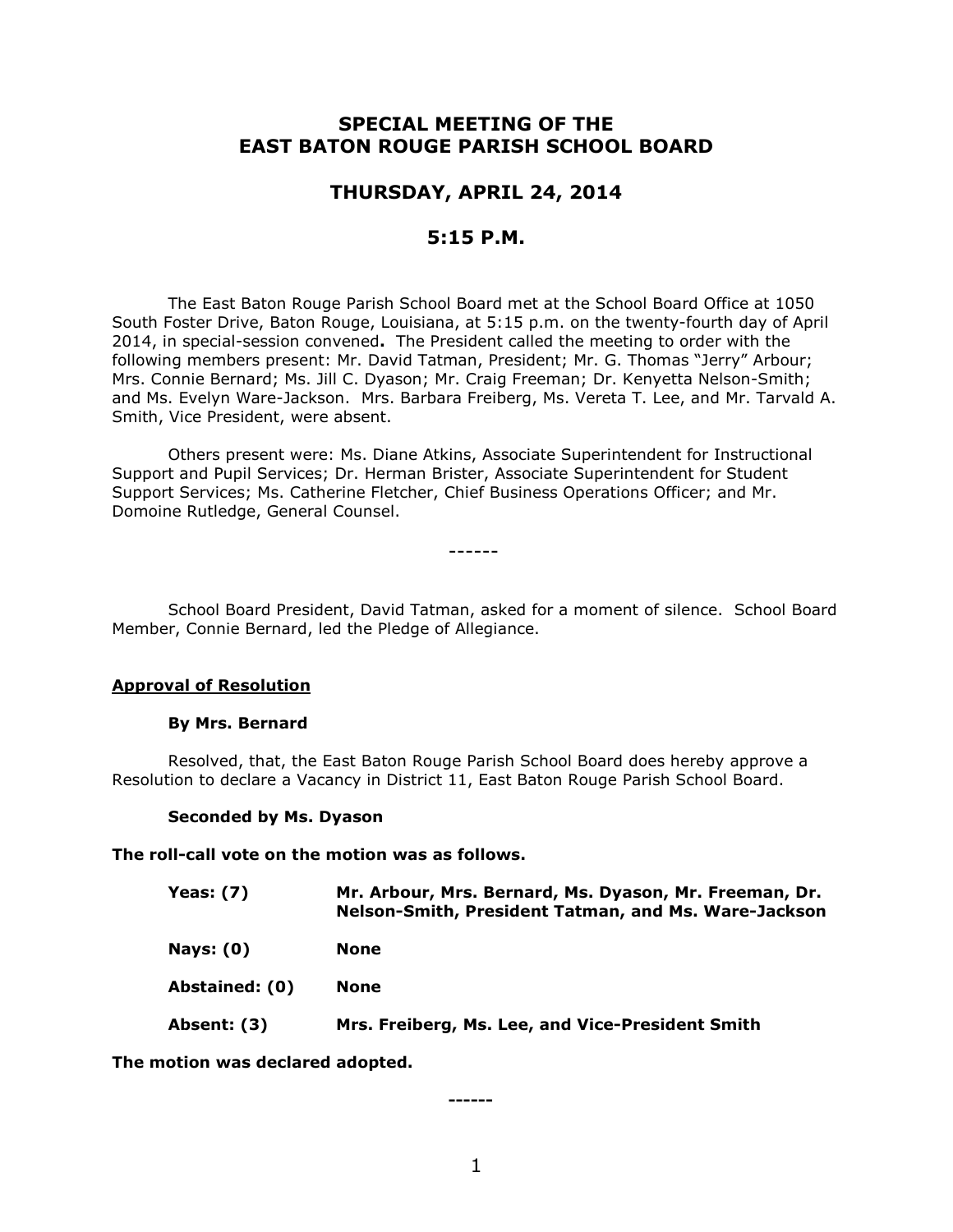# SPECIAL MEETING OF THE EAST BATON ROUGE PARISH SCHOOL BOARD

## THURSDAY, APRIL 24, 2014

## 5:15 P.M.

The East Baton Rouge Parish School Board met at the School Board Office at 1050 South Foster Drive, Baton Rouge, Louisiana, at 5:15 p.m. on the twenty-fourth day of April 2014, in special-session convened**.** The President called the meeting to order with the following members present: Mr. David Tatman, President; Mr. G. Thomas "Jerry" Arbour; Mrs. Connie Bernard; Ms. Jill C. Dyason; Mr. Craig Freeman; Dr. Kenyetta Nelson-Smith; and Ms. Evelyn Ware-Jackson. Mrs. Barbara Freiberg, Ms. Vereta T. Lee, and Mr. Tarvald A. Smith, Vice President, were absent.

Others present were: Ms. Diane Atkins, Associate Superintendent for Instructional Support and Pupil Services; Dr. Herman Brister, Associate Superintendent for Student Support Services; Ms. Catherine Fletcher, Chief Business Operations Officer; and Mr. Domoine Rutledge, General Counsel.

------

School Board President, David Tatman, asked for a moment of silence. School Board Member, Connie Bernard, led the Pledge of Allegiance.

**Approval of Resolution**

**By Mrs. Bernard**

Resolved, that, the East Baton Rouge Parish School Board does hereby approve a Resolution to declare a Vacancy in District 11, East Baton Rouge Parish School Board.

**Seconded by Ms. Dyason**

**The roll-call vote on the motion was as follows.**

| | |
|---|---|
| **Yeas: (7)** | **Mr. Arbour, Mrs. Bernard, Ms. Dyason, Mr. Freeman, Dr. Nelson-Smith, President Tatman, and Ms. Ware-Jackson** |
| **Nays: (0)** | **None** |
| **Abstained: (0)** | **None** |
| **Absent: (3)** | **Mrs. Freiberg, Ms. Lee, and Vice-President Smith** |

**The motion was declared adopted.**

**------**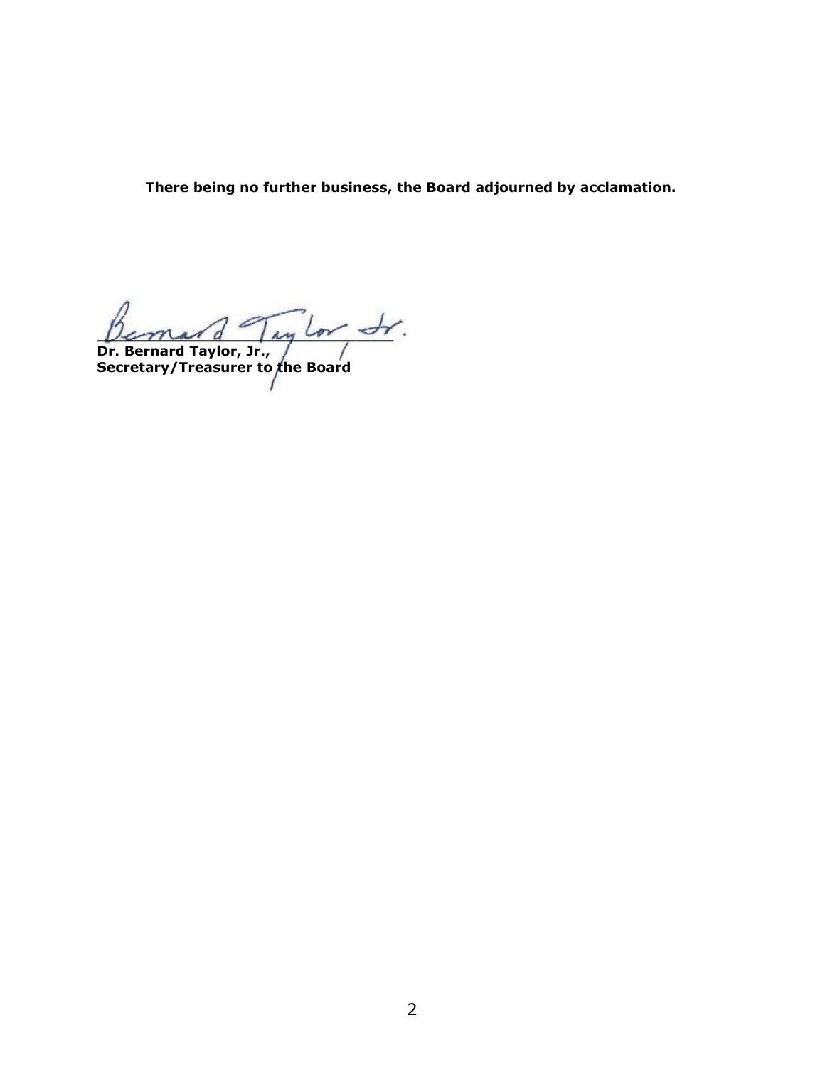**There being no further business, the Board adjourned by acclamation.**

**Dr. Bernard Taylor, Jr.,**
**Secretary/Treasurer to the Board**